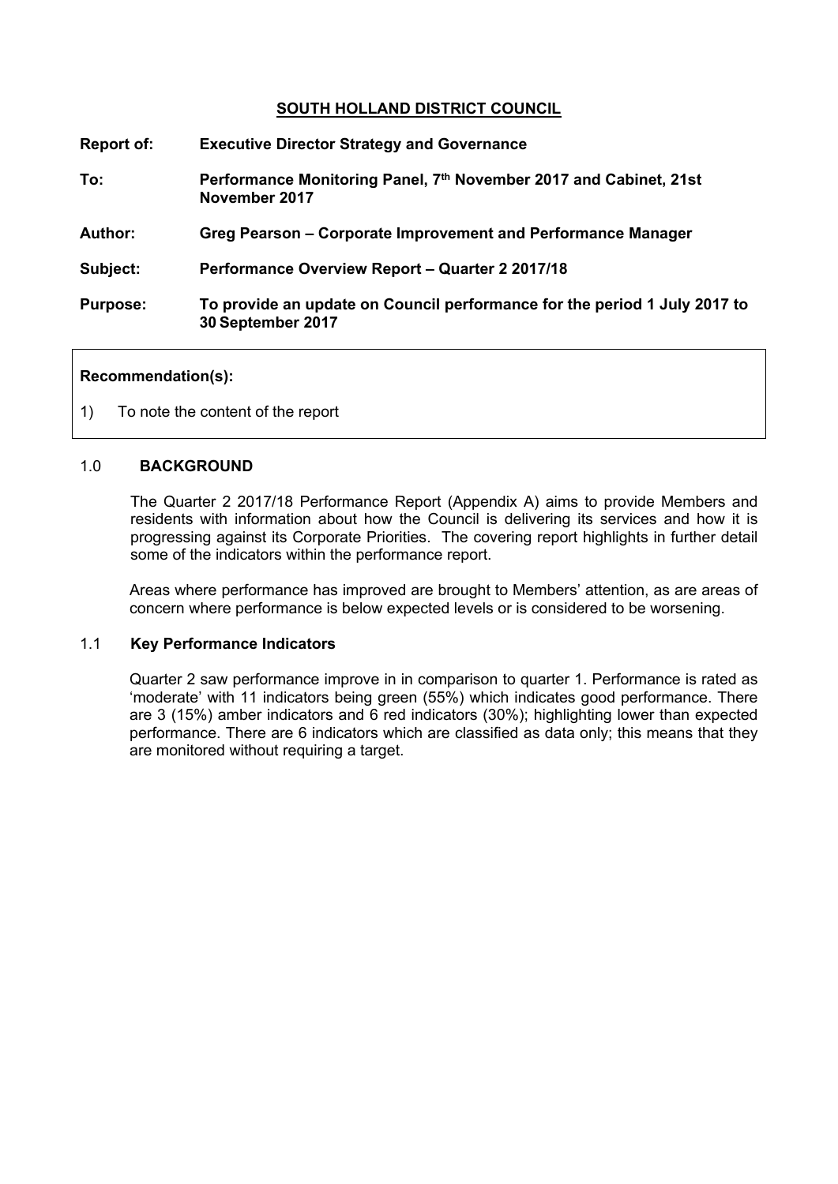## SOUTH HOLLAND DISTRICT COUNCIL

**Report of:** **Executive Director Strategy and Governance**

**To:** **Performance Monitoring Panel, 7th November 2017 and Cabinet, 21st November 2017**

**Author:** **Greg Pearson – Corporate Improvement and Performance Manager**

**Subject:** **Performance Overview Report – Quarter 2 2017/18**

**Purpose:** **To provide an update on Council performance for the period 1 July 2017 to 30 September 2017**

**Recommendation(s):**

1) To note the content of the report

### 1.0 BACKGROUND

The Quarter 2 2017/18 Performance Report (Appendix A) aims to provide Members and residents with information about how the Council is delivering its services and how it is progressing against its Corporate Priorities. The covering report highlights in further detail some of the indicators within the performance report.

Areas where performance has improved are brought to Members' attention, as are areas of concern where performance is below expected levels or is considered to be worsening.

### 1.1 Key Performance Indicators

Quarter 2 saw performance improve in in comparison to quarter 1. Performance is rated as 'moderate' with 11 indicators being green (55%) which indicates good performance. There are 3 (15%) amber indicators and 6 red indicators (30%); highlighting lower than expected performance. There are 6 indicators which are classified as data only; this means that they are monitored without requiring a target.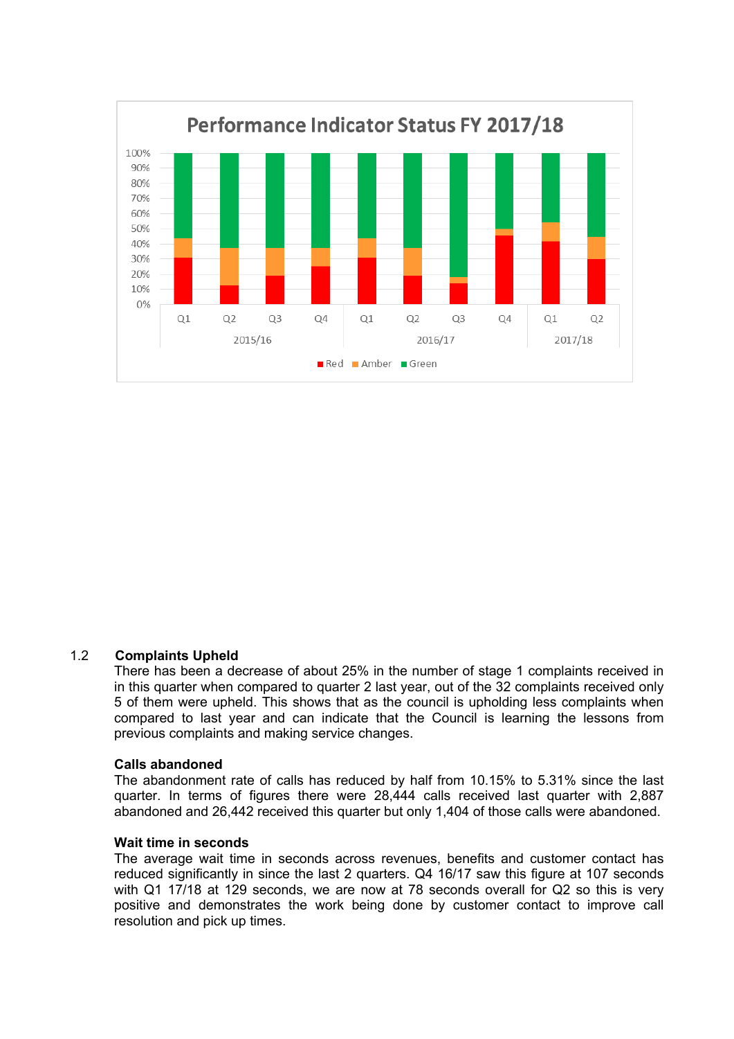Performance Indicator Status FY 2017/18

## 1.2 Complaints Upheld

There has been a decrease of about 25% in the number of stage 1 complaints received in in this quarter when compared to quarter 2 last year, out of the 32 complaints received only 5 of them were upheld. This shows that as the council is upholding less complaints when compared to last year and can indicate that the Council is learning the lessons from previous complaints and making service changes.

**Calls abandoned**

The abandonment rate of calls has reduced by half from 10.15% to 5.31% since the last quarter. In terms of figures there were 28,444 calls received last quarter with 2,887 abandoned and 26,442 received this quarter but only 1,404 of those calls were abandoned.

**Wait time in seconds**

The average wait time in seconds across revenues, benefits and customer contact has reduced significantly in since the last 2 quarters. Q4 16/17 saw this figure at 107 seconds with Q1 17/18 at 129 seconds, we are now at 78 seconds overall for Q2 so this is very positive and demonstrates the work being done by customer contact to improve call resolution and pick up times.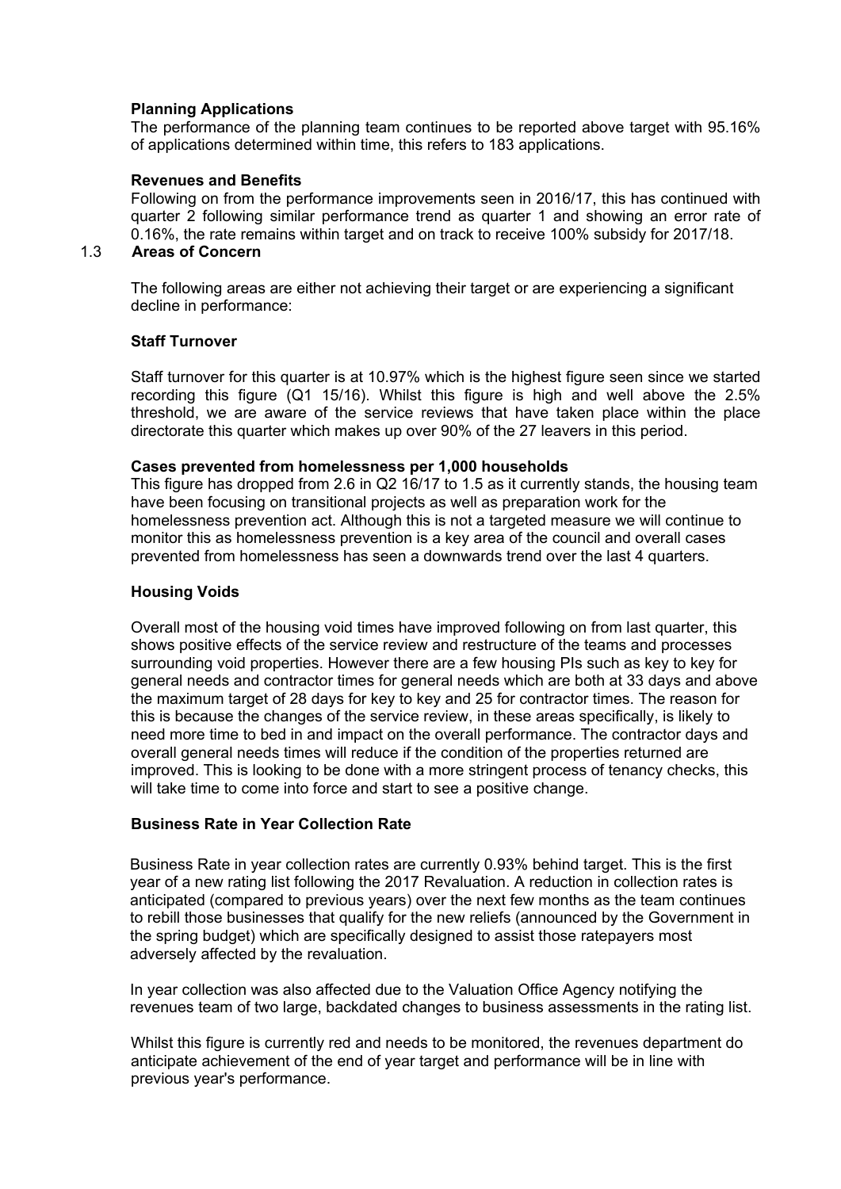**Planning Applications**

The performance of the planning team continues to be reported above target with 95.16% of applications determined within time, this refers to 183 applications.

**Revenues and Benefits**

Following on from the performance improvements seen in 2016/17, this has continued with quarter 2 following similar performance trend as quarter 1 and showing an error rate of 0.16%, the rate remains within target and on track to receive 100% subsidy for 2017/18.

## 1.3 Areas of Concern

The following areas are either not achieving their target or are experiencing a significant decline in performance:

**Staff Turnover**

Staff turnover for this quarter is at 10.97% which is the highest figure seen since we started recording this figure (Q1 15/16). Whilst this figure is high and well above the 2.5% threshold, we are aware of the service reviews that have taken place within the place directorate this quarter which makes up over 90% of the 27 leavers in this period.

**Cases prevented from homelessness per 1,000 households**

This figure has dropped from 2.6 in Q2 16/17 to 1.5 as it currently stands, the housing team have been focusing on transitional projects as well as preparation work for the homelessness prevention act. Although this is not a targeted measure we will continue to monitor this as homelessness prevention is a key area of the council and overall cases prevented from homelessness has seen a downwards trend over the last 4 quarters.

**Housing Voids**

Overall most of the housing void times have improved following on from last quarter, this shows positive effects of the service review and restructure of the teams and processes surrounding void properties. However there are a few housing PIs such as key to key for general needs and contractor times for general needs which are both at 33 days and above the maximum target of 28 days for key to key and 25 for contractor times. The reason for this is because the changes of the service review, in these areas specifically, is likely to need more time to bed in and impact on the overall performance. The contractor days and overall general needs times will reduce if the condition of the properties returned are improved. This is looking to be done with a more stringent process of tenancy checks, this will take time to come into force and start to see a positive change.

**Business Rate in Year Collection Rate**

Business Rate in year collection rates are currently 0.93% behind target. This is the first year of a new rating list following the 2017 Revaluation. A reduction in collection rates is anticipated (compared to previous years) over the next few months as the team continues to rebill those businesses that qualify for the new reliefs (announced by the Government in the spring budget) which are specifically designed to assist those ratepayers most adversely affected by the revaluation.

In year collection was also affected due to the Valuation Office Agency notifying the revenues team of two large, backdated changes to business assessments in the rating list.

Whilst this figure is currently red and needs to be monitored, the revenues department do anticipate achievement of the end of year target and performance will be in line with previous year's performance.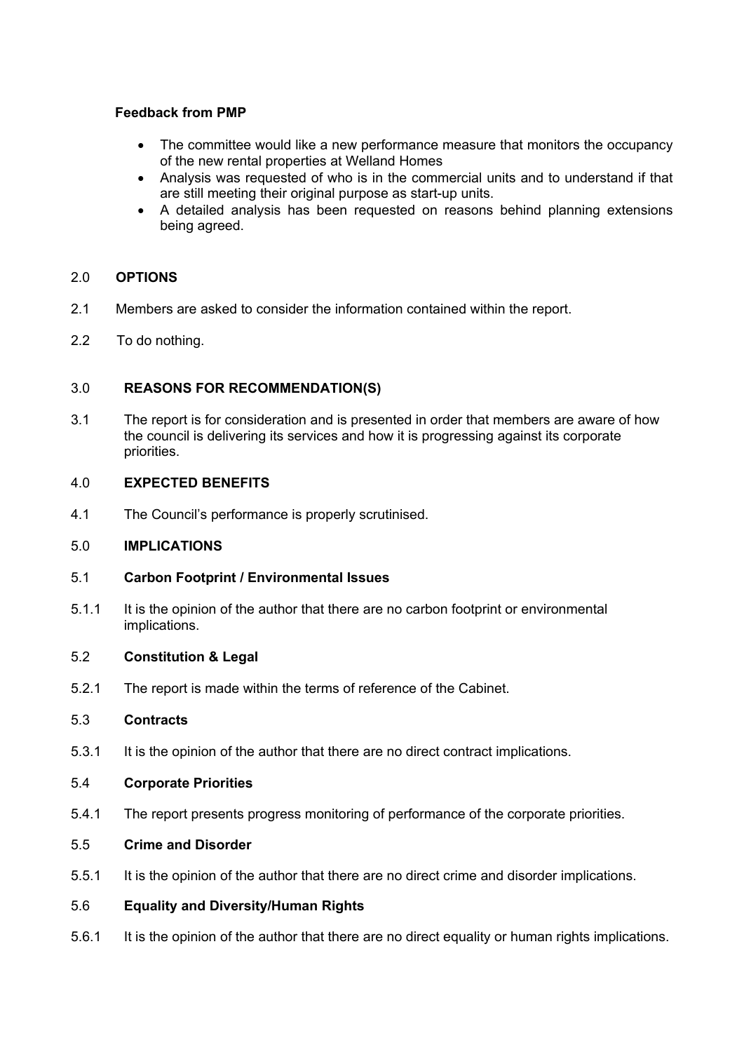**Feedback from PMP**

- The committee would like a new performance measure that monitors the occupancy of the new rental properties at Welland Homes
- Analysis was requested of who is in the commercial units and to understand if that are still meeting their original purpose as start-up units.
- A detailed analysis has been requested on reasons behind planning extensions being agreed.

## 2.0 OPTIONS

2.1 Members are asked to consider the information contained within the report.

2.2 To do nothing.

## 3.0 REASONS FOR RECOMMENDATION(S)

3.1 The report is for consideration and is presented in order that members are aware of how the council is delivering its services and how it is progressing against its corporate priorities.

## 4.0 EXPECTED BENEFITS

4.1 The Council's performance is properly scrutinised.

## 5.0 IMPLICATIONS

### 5.1 Carbon Footprint / Environmental Issues

5.1.1 It is the opinion of the author that there are no carbon footprint or environmental implications.

### 5.2 Constitution & Legal

5.2.1 The report is made within the terms of reference of the Cabinet.

### 5.3 Contracts

5.3.1 It is the opinion of the author that there are no direct contract implications.

### 5.4 Corporate Priorities

5.4.1 The report presents progress monitoring of performance of the corporate priorities.

### 5.5 Crime and Disorder

5.5.1 It is the opinion of the author that there are no direct crime and disorder implications.

### 5.6 Equality and Diversity/Human Rights

5.6.1 It is the opinion of the author that there are no direct equality or human rights implications.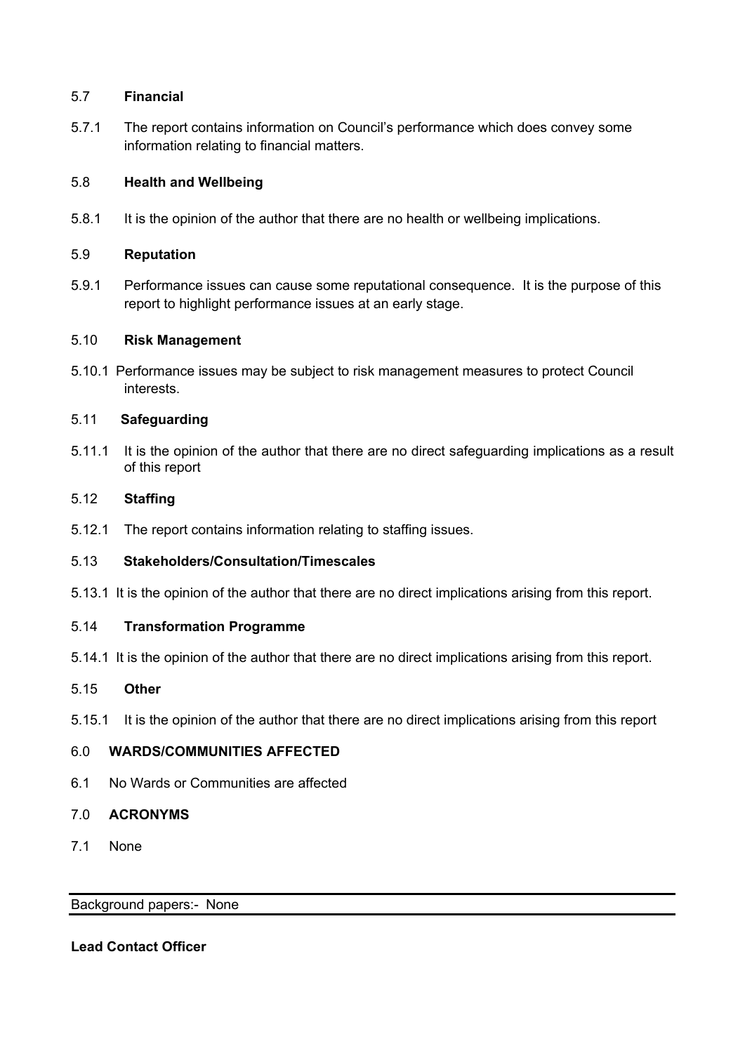### 5.7 **Financial**

5.7.1 The report contains information on Council's performance which does convey some information relating to financial matters.

### 5.8 **Health and Wellbeing**

5.8.1 It is the opinion of the author that there are no health or wellbeing implications.

### 5.9 **Reputation**

5.9.1 Performance issues can cause some reputational consequence. It is the purpose of this report to highlight performance issues at an early stage.

### 5.10 **Risk Management**

5.10.1 Performance issues may be subject to risk management measures to protect Council interests.

### 5.11 **Safeguarding**

5.11.1 It is the opinion of the author that there are no direct safeguarding implications as a result of this report

### 5.12 **Staffing**

5.12.1 The report contains information relating to staffing issues.

### 5.13 **Stakeholders/Consultation/Timescales**

5.13.1 It is the opinion of the author that there are no direct implications arising from this report.

### 5.14 **Transformation Programme**

5.14.1 It is the opinion of the author that there are no direct implications arising from this report.

### 5.15 **Other**

5.15.1 It is the opinion of the author that there are no direct implications arising from this report

## 6.0 **WARDS/COMMUNITIES AFFECTED**

6.1 No Wards or Communities are affected

## 7.0 **ACRONYMS**

7.1 None

---

Background papers:- None

---

**Lead Contact Officer**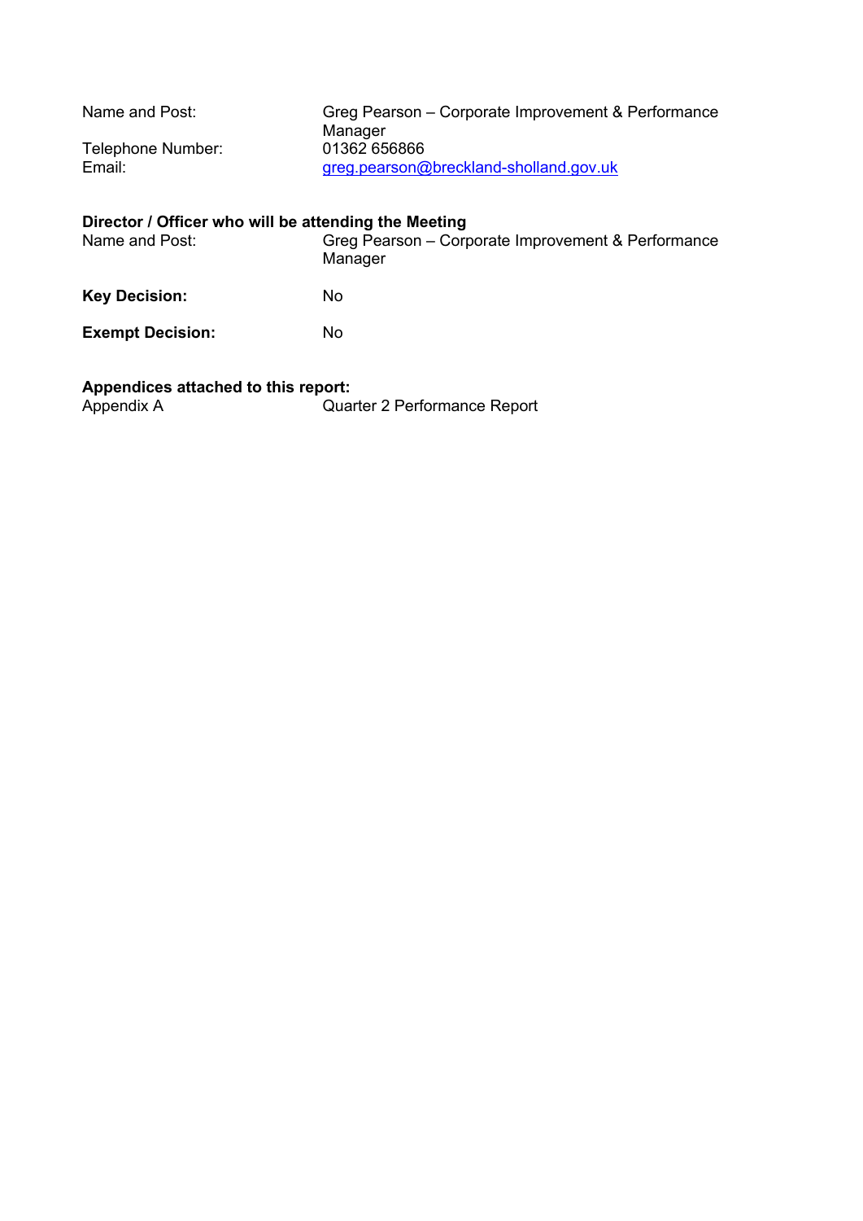| | |
|---|---|
| Name and Post: | Greg Pearson – Corporate Improvement & Performance Manager |
| Telephone Number: | 01362 656866 |
| Email: | greg.pearson@breckland-sholland.gov.uk |

**Director / Officer who will be attending the Meeting**

| | |
|---|---|
| Name and Post: | Greg Pearson – Corporate Improvement & Performance Manager |
| **Key Decision:** | No |
| **Exempt Decision:** | No |

**Appendices attached to this report:**

| | |
|---|---|
| Appendix A | Quarter 2 Performance Report |